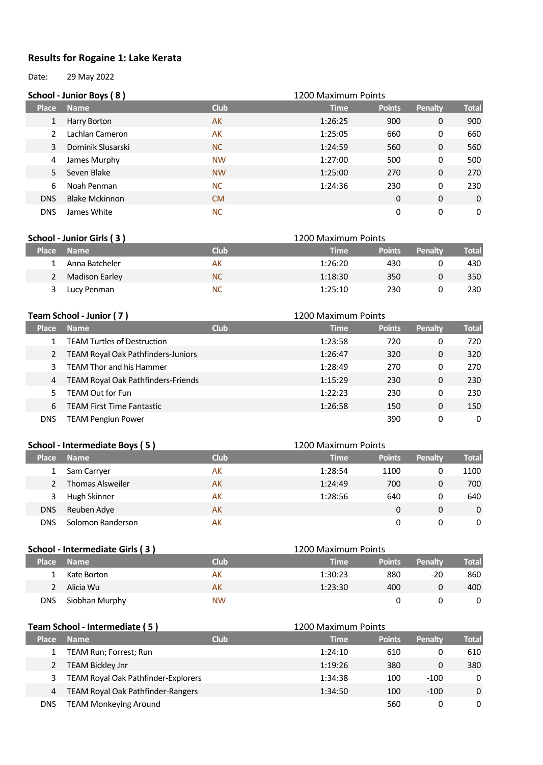## Results for Rogaine 1: Lake Kerata

Date: 29 May 2022

### School - Junior Boys ( 8 )

1200 Maximum Points

| Place | Name | Club | Time | Points | Penalty | Total |
|---|---|---|---|---|---|---|
| 1 | Harry Borton | AK | 1:26:25 | 900 | 0 | 900 |
| 2 | Lachlan Cameron | AK | 1:25:05 | 660 | 0 | 660 |
| 3 | Dominik Slusarski | NC | 1:24:59 | 560 | 0 | 560 |
| 4 | James Murphy | NW | 1:27:00 | 500 | 0 | 500 |
| 5 | Seven Blake | NW | 1:25:00 | 270 | 0 | 270 |
| 6 | Noah Penman | NC | 1:24:36 | 230 | 0 | 230 |
| DNS | Blake Mckinnon | CM | | 0 | 0 | 0 |
| DNS | James White | NC | | 0 | 0 | 0 |

### School - Junior Girls ( 3 )

1200 Maximum Points

| Place | Name | Club | Time | Points | Penalty | Total |
|---|---|---|---|---|---|---|
| 1 | Anna Batcheler | AK | 1:26:20 | 430 | 0 | 430 |
| 2 | Madison Earley | NC | 1:18:30 | 350 | 0 | 350 |
| 3 | Lucy Penman | NC | 1:25:10 | 230 | 0 | 230 |

### Team School - Junior ( 7 )

1200 Maximum Points

| Place | Name | Club | Time | Points | Penalty | Total |
|---|---|---|---|---|---|---|
| 1 | TEAM Turtles of Destruction | | 1:23:58 | 720 | 0 | 720 |
| 2 | TEAM Royal Oak Pathfinders-Juniors | | 1:26:47 | 320 | 0 | 320 |
| 3 | TEAM Thor and his Hammer | | 1:28:49 | 270 | 0 | 270 |
| 4 | TEAM Royal Oak Pathfinders-Friends | | 1:15:29 | 230 | 0 | 230 |
| 5 | TEAM Out for Fun | | 1:22:23 | 230 | 0 | 230 |
| 6 | TEAM First Time Fantastic | | 1:26:58 | 150 | 0 | 150 |
| DNS | TEAM Pengiun Power | | | 390 | 0 | 0 |

### School - Intermediate Boys ( 5 )

1200 Maximum Points

| Place | Name | Club | Time | Points | Penalty | Total |
|---|---|---|---|---|---|---|
| 1 | Sam Carryer | AK | 1:28:54 | 1100 | 0 | 1100 |
| 2 | Thomas Alsweiler | AK | 1:24:49 | 700 | 0 | 700 |
| 3 | Hugh Skinner | AK | 1:28:56 | 640 | 0 | 640 |
| DNS | Reuben Adye | AK | | 0 | 0 | 0 |
| DNS | Solomon Randerson | AK | | 0 | 0 | 0 |

### School - Intermediate Girls ( 3 )

1200 Maximum Points

| Place | Name | Club | Time | Points | Penalty | Total |
|---|---|---|---|---|---|---|
| 1 | Kate Borton | AK | 1:30:23 | 880 | -20 | 860 |
| 2 | Alicia Wu | AK | 1:23:30 | 400 | 0 | 400 |
| DNS | Siobhan Murphy | NW | | 0 | 0 | 0 |

### Team School - Intermediate ( 5 )

1200 Maximum Points

| Place | Name | Club | Time | Points | Penalty | Total |
|---|---|---|---|---|---|---|
| 1 | TEAM Run; Forrest; Run | | 1:24:10 | 610 | 0 | 610 |
| 2 | TEAM Bickley Jnr | | 1:19:26 | 380 | 0 | 380 |
| 3 | TEAM Royal Oak Pathfinder-Explorers | | 1:34:38 | 100 | -100 | 0 |
| 4 | TEAM Royal Oak Pathfinder-Rangers | | 1:34:50 | 100 | -100 | 0 |
| DNS | TEAM Monkeying Around | | | 560 | 0 | 0 |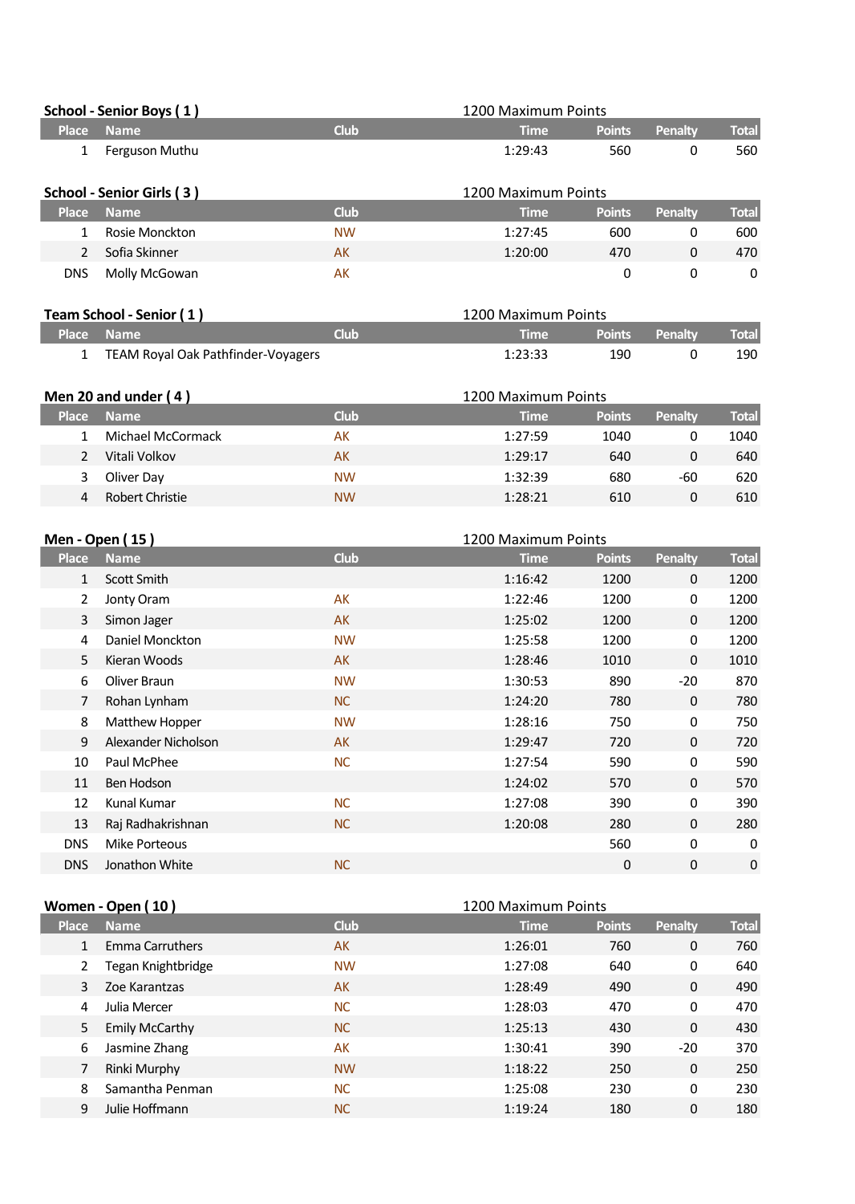**School - Senior Boys ( 1 )** — 1200 Maximum Points

| Place | Name | Club | Time | Points | Penalty | Total |
|---|---|---|---|---|---|---|
| 1 | Ferguson Muthu | | 1:29:43 | 560 | 0 | 560 |

**School - Senior Girls ( 3 )** — 1200 Maximum Points

| Place | Name | Club | Time | Points | Penalty | Total |
|---|---|---|---|---|---|---|
| 1 | Rosie Monckton | NW | 1:27:45 | 600 | 0 | 600 |
| 2 | Sofia Skinner | AK | 1:20:00 | 470 | 0 | 470 |
| DNS | Molly McGowan | AK | | 0 | 0 | 0 |

**Team School - Senior ( 1 )** — 1200 Maximum Points

| Place | Name | Club | Time | Points | Penalty | Total |
|---|---|---|---|---|---|---|
| 1 | TEAM Royal Oak Pathfinder-Voyagers | | 1:23:33 | 190 | 0 | 190 |

**Men 20 and under ( 4 )** — 1200 Maximum Points

| Place | Name | Club | Time | Points | Penalty | Total |
|---|---|---|---|---|---|---|
| 1 | Michael McCormack | AK | 1:27:59 | 1040 | 0 | 1040 |
| 2 | Vitali Volkov | AK | 1:29:17 | 640 | 0 | 640 |
| 3 | Oliver Day | NW | 1:32:39 | 680 | -60 | 620 |
| 4 | Robert Christie | NW | 1:28:21 | 610 | 0 | 610 |

**Men - Open ( 15 )** — 1200 Maximum Points

| Place | Name | Club | Time | Points | Penalty | Total |
|---|---|---|---|---|---|---|
| 1 | Scott Smith | | 1:16:42 | 1200 | 0 | 1200 |
| 2 | Jonty Oram | AK | 1:22:46 | 1200 | 0 | 1200 |
| 3 | Simon Jager | AK | 1:25:02 | 1200 | 0 | 1200 |
| 4 | Daniel Monckton | NW | 1:25:58 | 1200 | 0 | 1200 |
| 5 | Kieran Woods | AK | 1:28:46 | 1010 | 0 | 1010 |
| 6 | Oliver Braun | NW | 1:30:53 | 890 | -20 | 870 |
| 7 | Rohan Lynham | NC | 1:24:20 | 780 | 0 | 780 |
| 8 | Matthew Hopper | NW | 1:28:16 | 750 | 0 | 750 |
| 9 | Alexander Nicholson | AK | 1:29:47 | 720 | 0 | 720 |
| 10 | Paul McPhee | NC | 1:27:54 | 590 | 0 | 590 |
| 11 | Ben Hodson | | 1:24:02 | 570 | 0 | 570 |
| 12 | Kunal Kumar | NC | 1:27:08 | 390 | 0 | 390 |
| 13 | Raj Radhakrishnan | NC | 1:20:08 | 280 | 0 | 280 |
| DNS | Mike Porteous | | | 560 | 0 | 0 |
| DNS | Jonathon White | NC | | 0 | 0 | 0 |

**Women - Open ( 10 )** — 1200 Maximum Points

| Place | Name | Club | Time | Points | Penalty | Total |
|---|---|---|---|---|---|---|
| 1 | Emma Carruthers | AK | 1:26:01 | 760 | 0 | 760 |
| 2 | Tegan Knightbridge | NW | 1:27:08 | 640 | 0 | 640 |
| 3 | Zoe Karantzas | AK | 1:28:49 | 490 | 0 | 490 |
| 4 | Julia Mercer | NC | 1:28:03 | 470 | 0 | 470 |
| 5 | Emily McCarthy | NC | 1:25:13 | 430 | 0 | 430 |
| 6 | Jasmine Zhang | AK | 1:30:41 | 390 | -20 | 370 |
| 7 | Rinki Murphy | NW | 1:18:22 | 250 | 0 | 250 |
| 8 | Samantha Penman | NC | 1:25:08 | 230 | 0 | 230 |
| 9 | Julie Hoffmann | NC | 1:19:24 | 180 | 0 | 180 |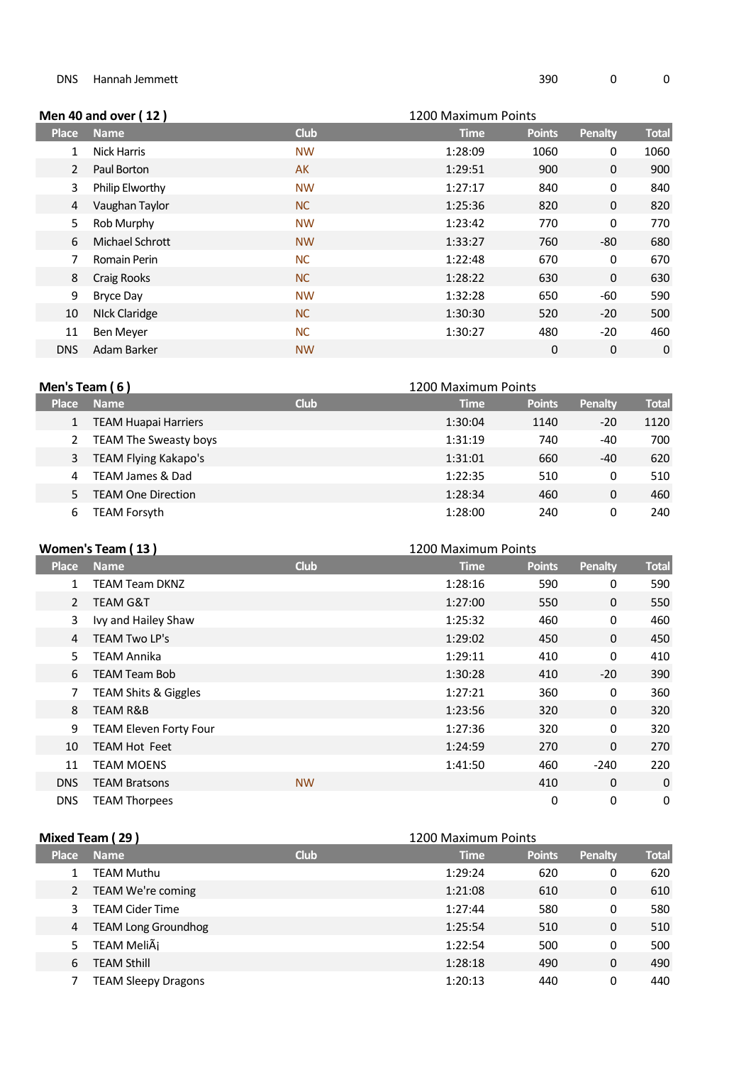| DNS | Hannah Jemmett | | | 390 | 0 | 0 |
|---|---|---|---|---|---|---|

## Men 40 and over ( 12 )

1200 Maximum Points

| Place | Name | Club | Time | Points | Penalty | Total |
|---|---|---|---|---|---|---|
| 1 | Nick Harris | NW | 1:28:09 | 1060 | 0 | 1060 |
| 2 | Paul Borton | AK | 1:29:51 | 900 | 0 | 900 |
| 3 | Philip Elworthy | NW | 1:27:17 | 840 | 0 | 840 |
| 4 | Vaughan Taylor | NC | 1:25:36 | 820 | 0 | 820 |
| 5 | Rob Murphy | NW | 1:23:42 | 770 | 0 | 770 |
| 6 | Michael Schrott | NW | 1:33:27 | 760 | -80 | 680 |
| 7 | Romain Perin | NC | 1:22:48 | 670 | 0 | 670 |
| 8 | Craig Rooks | NC | 1:28:22 | 630 | 0 | 630 |
| 9 | Bryce Day | NW | 1:32:28 | 650 | -60 | 590 |
| 10 | NIck Claridge | NC | 1:30:30 | 520 | -20 | 500 |
| 11 | Ben Meyer | NC | 1:30:27 | 480 | -20 | 460 |
| DNS | Adam Barker | NW | | 0 | 0 | 0 |

## Men's Team ( 6 )

1200 Maximum Points

| Place | Name | Club | Time | Points | Penalty | Total |
|---|---|---|---|---|---|---|
| 1 | TEAM Huapai Harriers | | 1:30:04 | 1140 | -20 | 1120 |
| 2 | TEAM The Sweasty boys | | 1:31:19 | 740 | -40 | 700 |
| 3 | TEAM Flying Kakapo's | | 1:31:01 | 660 | -40 | 620 |
| 4 | TEAM James & Dad | | 1:22:35 | 510 | 0 | 510 |
| 5 | TEAM One Direction | | 1:28:34 | 460 | 0 | 460 |
| 6 | TEAM Forsyth | | 1:28:00 | 240 | 0 | 240 |

## Women's Team ( 13 )

1200 Maximum Points

| Place | Name | Club | Time | Points | Penalty | Total |
|---|---|---|---|---|---|---|
| 1 | TEAM Team DKNZ | | 1:28:16 | 590 | 0 | 590 |
| 2 | TEAM G&T | | 1:27:00 | 550 | 0 | 550 |
| 3 | Ivy and Hailey Shaw | | 1:25:32 | 460 | 0 | 460 |
| 4 | TEAM Two LP's | | 1:29:02 | 450 | 0 | 450 |
| 5 | TEAM Annika | | 1:29:11 | 410 | 0 | 410 |
| 6 | TEAM Team Bob | | 1:30:28 | 410 | -20 | 390 |
| 7 | TEAM Shits & Giggles | | 1:27:21 | 360 | 0 | 360 |
| 8 | TEAM R&B | | 1:23:56 | 320 | 0 | 320 |
| 9 | TEAM Eleven Forty Four | | 1:27:36 | 320 | 0 | 320 |
| 10 | TEAM Hot Feet | | 1:24:59 | 270 | 0 | 270 |
| 11 | TEAM MOENS | | 1:41:50 | 460 | -240 | 220 |
| DNS | TEAM Bratsons | NW | | 410 | 0 | 0 |
| DNS | TEAM Thorpees | | | 0 | 0 | 0 |

## Mixed Team ( 29 )

1200 Maximum Points

| Place | Name | Club | Time | Points | Penalty | Total |
|---|---|---|---|---|---|---|
| 1 | TEAM Muthu | | 1:29:24 | 620 | 0 | 620 |
| 2 | TEAM We're coming | | 1:21:08 | 610 | 0 | 610 |
| 3 | TEAM Cider Time | | 1:27:44 | 580 | 0 | 580 |
| 4 | TEAM Long Groundhog | | 1:25:54 | 510 | 0 | 510 |
| 5 | TEAM MeliÃ¡ | | 1:22:54 | 500 | 0 | 500 |
| 6 | TEAM Sthill | | 1:28:18 | 490 | 0 | 490 |
| 7 | TEAM Sleepy Dragons | | 1:20:13 | 440 | 0 | 440 |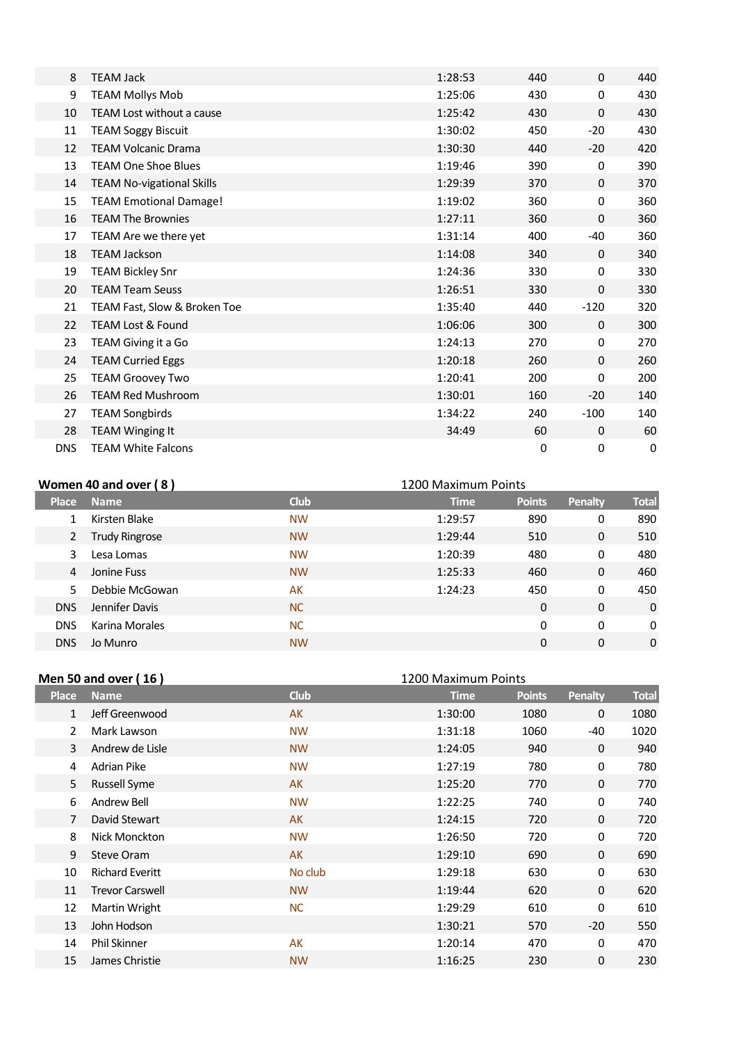| Place | Name | Club | Time | Points | Penalty | Total |
|---|---|---|---|---|---|---|
| 8 | TEAM Jack | | 1:28:53 | 440 | 0 | 440 |
| 9 | TEAM Mollys Mob | | 1:25:06 | 430 | 0 | 430 |
| 10 | TEAM Lost without a cause | | 1:25:42 | 430 | 0 | 430 |
| 11 | TEAM Soggy Biscuit | | 1:30:02 | 450 | -20 | 430 |
| 12 | TEAM Volcanic Drama | | 1:30:30 | 440 | -20 | 420 |
| 13 | TEAM One Shoe Blues | | 1:19:46 | 390 | 0 | 390 |
| 14 | TEAM No-vigational Skills | | 1:29:39 | 370 | 0 | 370 |
| 15 | TEAM Emotional Damage! | | 1:19:02 | 360 | 0 | 360 |
| 16 | TEAM The Brownies | | 1:27:11 | 360 | 0 | 360 |
| 17 | TEAM Are we there yet | | 1:31:14 | 400 | -40 | 360 |
| 18 | TEAM Jackson | | 1:14:08 | 340 | 0 | 340 |
| 19 | TEAM Bickley Snr | | 1:24:36 | 330 | 0 | 330 |
| 20 | TEAM Team Seuss | | 1:26:51 | 330 | 0 | 330 |
| 21 | TEAM Fast, Slow & Broken Toe | | 1:35:40 | 440 | -120 | 320 |
| 22 | TEAM Lost & Found | | 1:06:06 | 300 | 0 | 300 |
| 23 | TEAM Giving it a Go | | 1:24:13 | 270 | 0 | 270 |
| 24 | TEAM Curried Eggs | | 1:20:18 | 260 | 0 | 260 |
| 25 | TEAM Groovey Two | | 1:20:41 | 200 | 0 | 200 |
| 26 | TEAM Red Mushroom | | 1:30:01 | 160 | -20 | 140 |
| 27 | TEAM Songbirds | | 1:34:22 | 240 | -100 | 140 |
| 28 | TEAM Winging It | | 34:49 | 60 | 0 | 60 |
| DNS | TEAM White Falcons | | | 0 | 0 | 0 |

**Women 40 and over ( 8 )** — 1200 Maximum Points

| Place | Name | Club | Time | Points | Penalty | Total |
|---|---|---|---|---|---|---|
| 1 | Kirsten Blake | NW | 1:29:57 | 890 | 0 | 890 |
| 2 | Trudy Ringrose | NW | 1:29:44 | 510 | 0 | 510 |
| 3 | Lesa Lomas | NW | 1:20:39 | 480 | 0 | 480 |
| 4 | Jonine Fuss | NW | 1:25:33 | 460 | 0 | 460 |
| 5 | Debbie McGowan | AK | 1:24:23 | 450 | 0 | 450 |
| DNS | Jennifer Davis | NC | | 0 | 0 | 0 |
| DNS | Karina Morales | NC | | 0 | 0 | 0 |
| DNS | Jo Munro | NW | | 0 | 0 | 0 |

**Men 50 and over ( 16 )** — 1200 Maximum Points

| Place | Name | Club | Time | Points | Penalty | Total |
|---|---|---|---|---|---|---|
| 1 | Jeff Greenwood | AK | 1:30:00 | 1080 | 0 | 1080 |
| 2 | Mark Lawson | NW | 1:31:18 | 1060 | -40 | 1020 |
| 3 | Andrew de Lisle | NW | 1:24:05 | 940 | 0 | 940 |
| 4 | Adrian Pike | NW | 1:27:19 | 780 | 0 | 780 |
| 5 | Russell Syme | AK | 1:25:20 | 770 | 0 | 770 |
| 6 | Andrew Bell | NW | 1:22:25 | 740 | 0 | 740 |
| 7 | David Stewart | AK | 1:24:15 | 720 | 0 | 720 |
| 8 | Nick Monckton | NW | 1:26:50 | 720 | 0 | 720 |
| 9 | Steve Oram | AK | 1:29:10 | 690 | 0 | 690 |
| 10 | Richard Everitt | No club | 1:29:18 | 630 | 0 | 630 |
| 11 | Trevor Carswell | NW | 1:19:44 | 620 | 0 | 620 |
| 12 | Martin Wright | NC | 1:29:29 | 610 | 0 | 610 |
| 13 | John Hodson | | 1:30:21 | 570 | -20 | 550 |
| 14 | Phil Skinner | AK | 1:20:14 | 470 | 0 | 470 |
| 15 | James Christie | NW | 1:16:25 | 230 | 0 | 230 |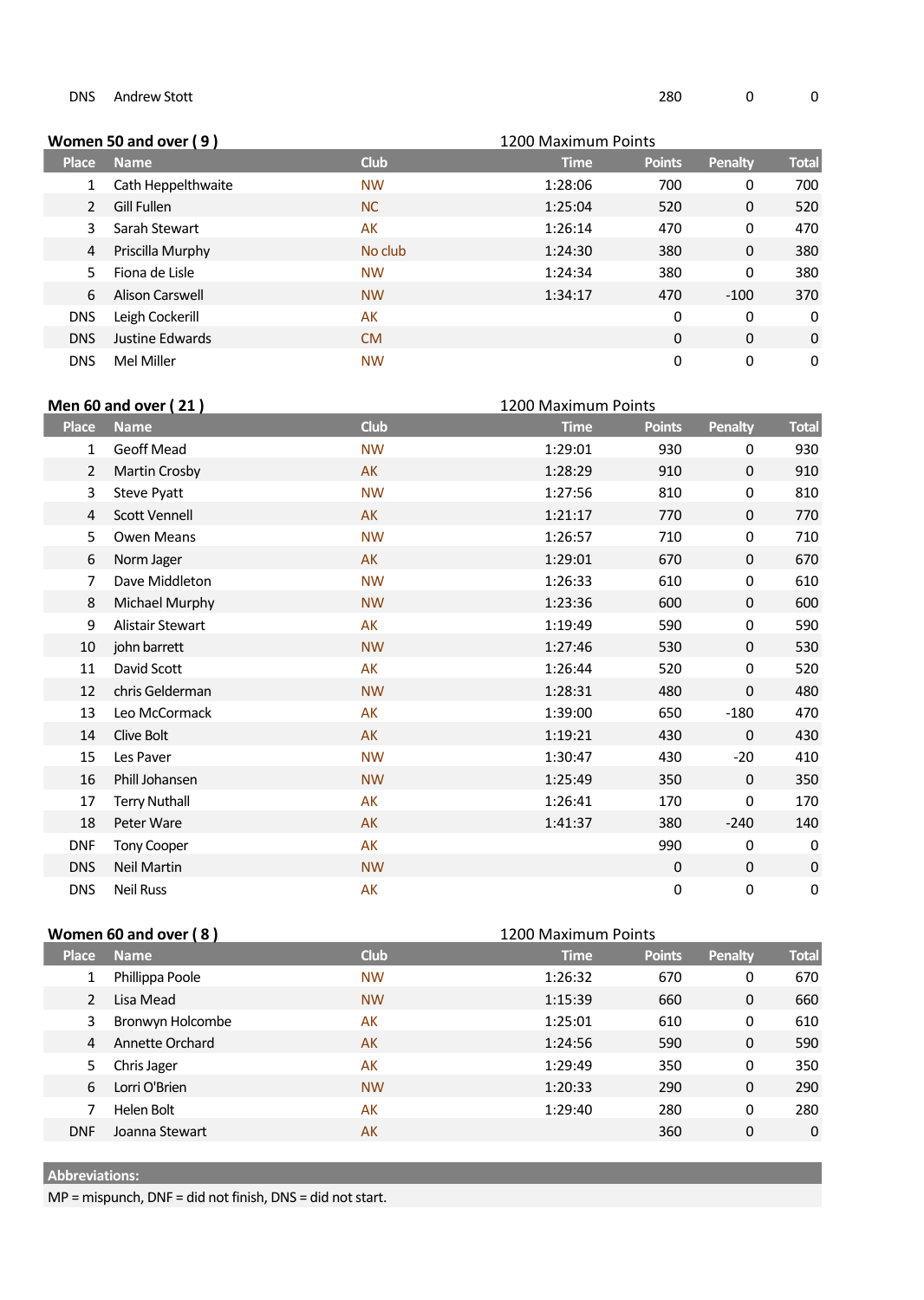| Place | Name | Club | Time | Points | Penalty | Total |
|---|---|---|---|---|---|---|
| DNS | Andrew Stott | | | 280 | 0 | 0 |

### Women 50 and over ( 9 )

1200 Maximum Points

| Place | Name | Club | Time | Points | Penalty | Total |
|---|---|---|---|---|---|---|
| 1 | Cath Heppelthwaite | NW | 1:28:06 | 700 | 0 | 700 |
| 2 | Gill Fullen | NC | 1:25:04 | 520 | 0 | 520 |
| 3 | Sarah Stewart | AK | 1:26:14 | 470 | 0 | 470 |
| 4 | Priscilla Murphy | No club | 1:24:30 | 380 | 0 | 380 |
| 5 | Fiona de Lisle | NW | 1:24:34 | 380 | 0 | 380 |
| 6 | Alison Carswell | NW | 1:34:17 | 470 | -100 | 370 |
| DNS | Leigh Cockerill | AK | | 0 | 0 | 0 |
| DNS | Justine Edwards | CM | | 0 | 0 | 0 |
| DNS | Mel Miller | NW | | 0 | 0 | 0 |

### Men 60 and over ( 21 )

1200 Maximum Points

| Place | Name | Club | Time | Points | Penalty | Total |
|---|---|---|---|---|---|---|
| 1 | Geoff Mead | NW | 1:29:01 | 930 | 0 | 930 |
| 2 | Martin Crosby | AK | 1:28:29 | 910 | 0 | 910 |
| 3 | Steve Pyatt | NW | 1:27:56 | 810 | 0 | 810 |
| 4 | Scott Vennell | AK | 1:21:17 | 770 | 0 | 770 |
| 5 | Owen Means | NW | 1:26:57 | 710 | 0 | 710 |
| 6 | Norm Jager | AK | 1:29:01 | 670 | 0 | 670 |
| 7 | Dave Middleton | NW | 1:26:33 | 610 | 0 | 610 |
| 8 | Michael Murphy | NW | 1:23:36 | 600 | 0 | 600 |
| 9 | Alistair Stewart | AK | 1:19:49 | 590 | 0 | 590 |
| 10 | john barrett | NW | 1:27:46 | 530 | 0 | 530 |
| 11 | David Scott | AK | 1:26:44 | 520 | 0 | 520 |
| 12 | chris Gelderman | NW | 1:28:31 | 480 | 0 | 480 |
| 13 | Leo McCormack | AK | 1:39:00 | 650 | -180 | 470 |
| 14 | Clive Bolt | AK | 1:19:21 | 430 | 0 | 430 |
| 15 | Les Paver | NW | 1:30:47 | 430 | -20 | 410 |
| 16 | Phill Johansen | NW | 1:25:49 | 350 | 0 | 350 |
| 17 | Terry Nuthall | AK | 1:26:41 | 170 | 0 | 170 |
| 18 | Peter Ware | AK | 1:41:37 | 380 | -240 | 140 |
| DNF | Tony Cooper | AK | | 990 | 0 | 0 |
| DNS | Neil Martin | NW | | 0 | 0 | 0 |
| DNS | Neil Russ | AK | | 0 | 0 | 0 |

### Women 60 and over ( 8 )

1200 Maximum Points

| Place | Name | Club | Time | Points | Penalty | Total |
|---|---|---|---|---|---|---|
| 1 | Phillippa Poole | NW | 1:26:32 | 670 | 0 | 670 |
| 2 | Lisa Mead | NW | 1:15:39 | 660 | 0 | 660 |
| 3 | Bronwyn Holcombe | AK | 1:25:01 | 610 | 0 | 610 |
| 4 | Annette Orchard | AK | 1:24:56 | 590 | 0 | 590 |
| 5 | Chris Jager | AK | 1:29:49 | 350 | 0 | 350 |
| 6 | Lorri O'Brien | NW | 1:20:33 | 290 | 0 | 290 |
| 7 | Helen Bolt | AK | 1:29:40 | 280 | 0 | 280 |
| DNF | Joanna Stewart | AK | | 360 | 0 | 0 |

**Abbreviations:**

MP = mispunch, DNF = did not finish, DNS = did not start.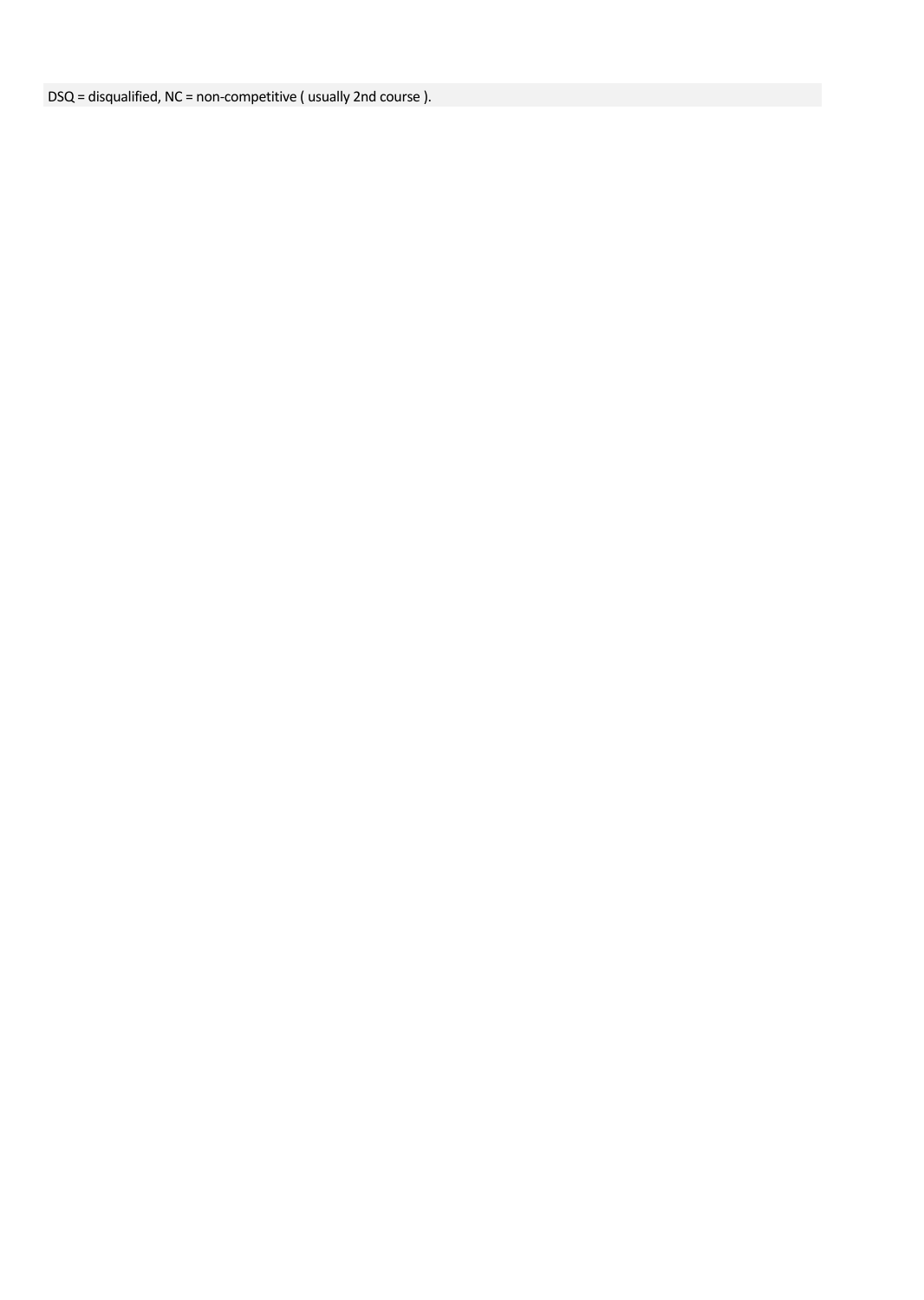DSQ = disqualified, NC = non-competitive ( usually 2nd course ).